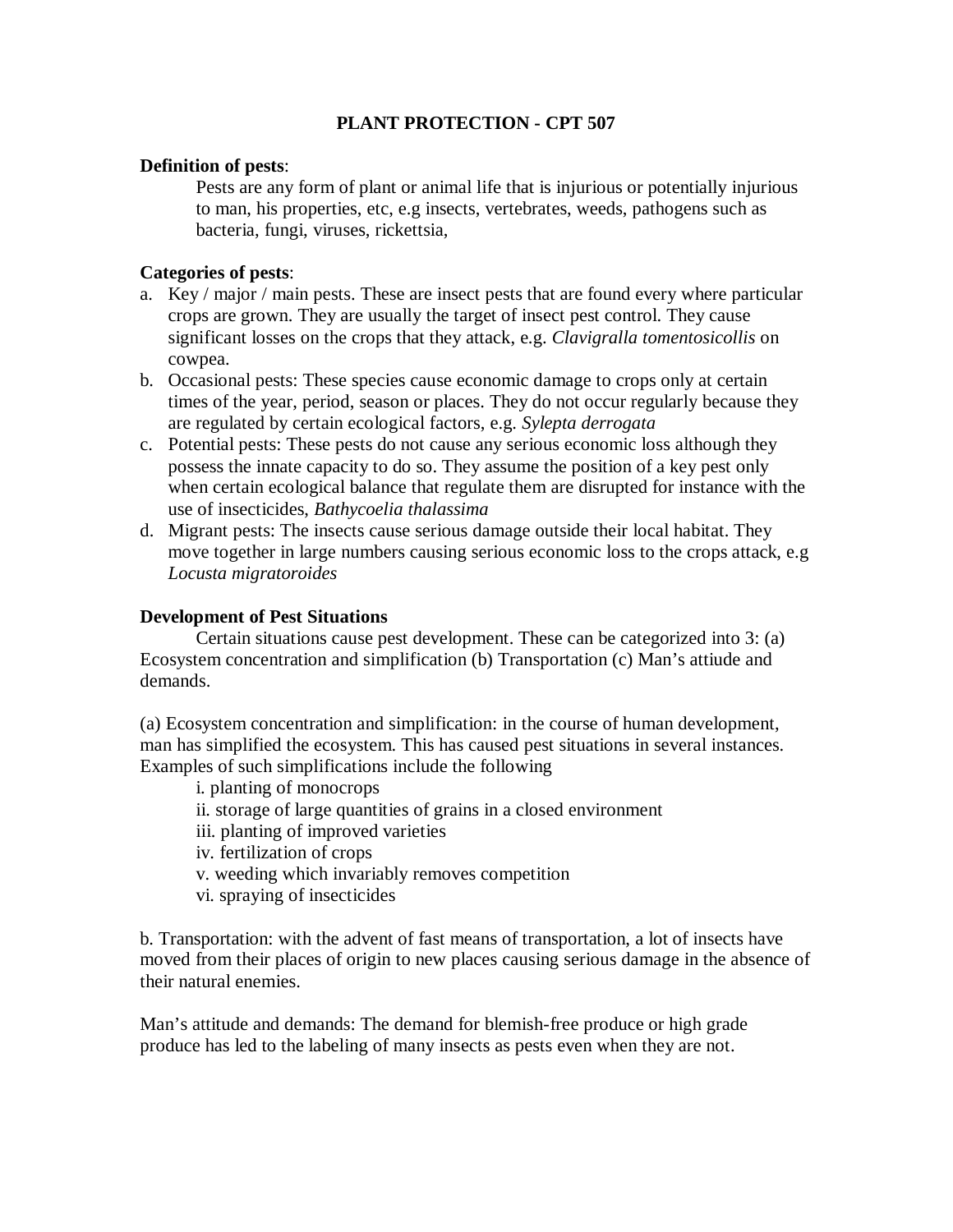# PLANT PROTECTION - CPT 507

**Definition of pests**:

Pests are any form of plant or animal life that is injurious or potentially injurious to man, his properties, etc, e.g insects, vertebrates, weeds, pathogens such as bacteria, fungi, viruses, rickettsia,

**Categories of pests**:

a. Key / major / main pests. These are insect pests that are found every where particular crops are grown. They are usually the target of insect pest control. They cause significant losses on the crops that they attack, e.g. *Clavigralla tomentosicollis* on cowpea.
b. Occasional pests: These species cause economic damage to crops only at certain times of the year, period, season or places. They do not occur regularly because they are regulated by certain ecological factors, e.g. *Sylepta derrogata*
c. Potential pests: These pests do not cause any serious economic loss although they possess the innate capacity to do so. They assume the position of a key pest only when certain ecological balance that regulate them are disrupted for instance with the use of insecticides, *Bathycoelia thalassima*
d. Migrant pests: The insects cause serious damage outside their local habitat. They move together in large numbers causing serious economic loss to the crops attack, e.g *Locusta migratoroides*

**Development of Pest Situations**

Certain situations cause pest development. These can be categorized into 3: (a) Ecosystem concentration and simplification (b) Transportation (c) Man's attiude and demands.

(a) Ecosystem concentration and simplification: in the course of human development, man has simplified the ecosystem. This has caused pest situations in several instances. Examples of such simplifications include the following

i. planting of monocrops
ii. storage of large quantities of grains in a closed environment
iii. planting of improved varieties
iv. fertilization of crops
v. weeding which invariably removes competition
vi. spraying of insecticides

b. Transportation: with the advent of fast means of transportation, a lot of insects have moved from their places of origin to new places causing serious damage in the absence of their natural enemies.

Man's attitude and demands: The demand for blemish-free produce or high grade produce has led to the labeling of many insects as pests even when they are not.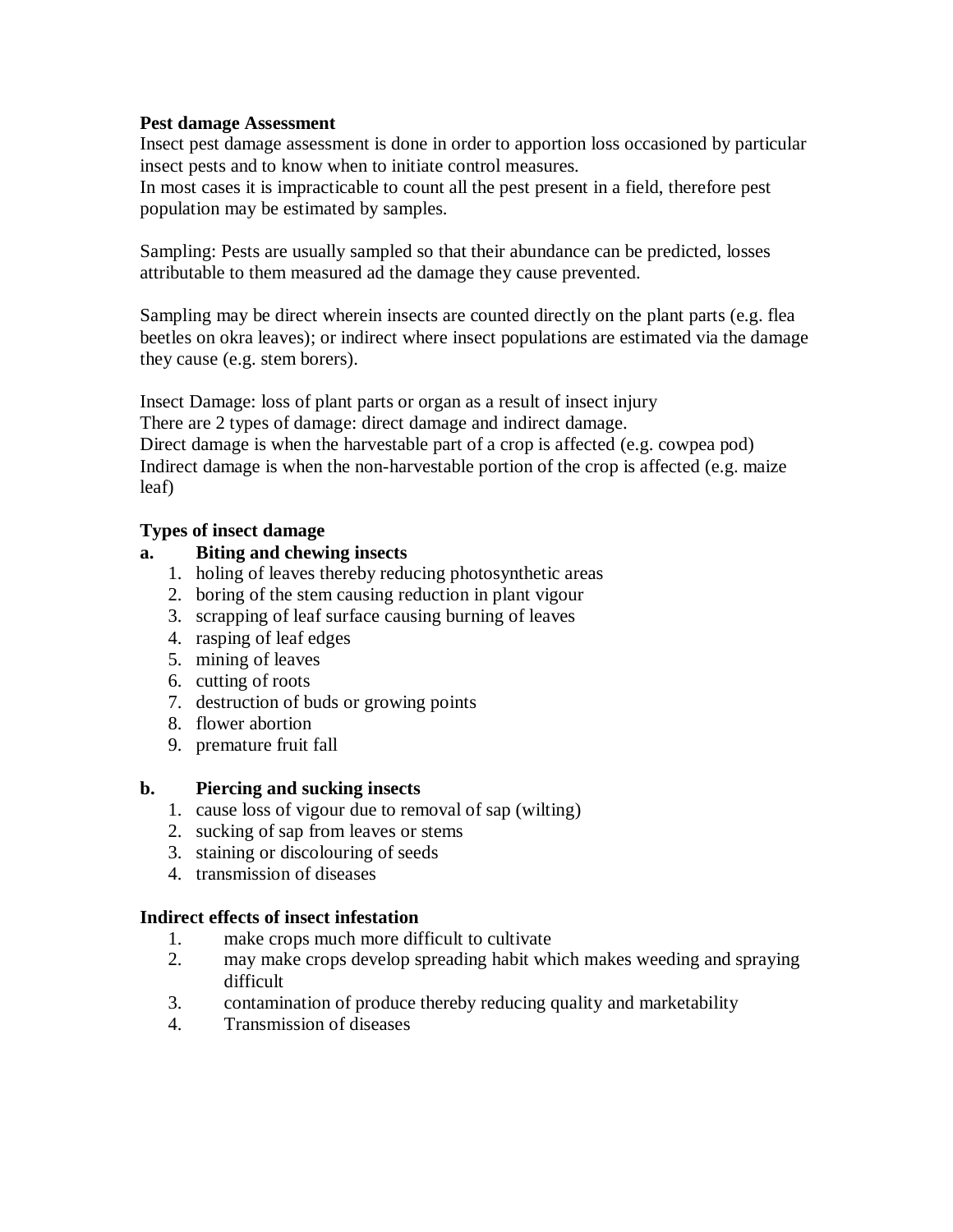**Pest damage Assessment**

Insect pest damage assessment is done in order to apportion loss occasioned by particular insect pests and to know when to initiate control measures.
In most cases it is impracticable to count all the pest present in a field, therefore pest population may be estimated by samples.

Sampling: Pests are usually sampled so that their abundance can be predicted, losses attributable to them measured ad the damage they cause prevented.

Sampling may be direct wherein insects are counted directly on the plant parts (e.g. flea beetles on okra leaves); or indirect where insect populations are estimated via the damage they cause (e.g. stem borers).

Insect Damage: loss of plant parts or organ as a result of insect injury
There are 2 types of damage: direct damage and indirect damage.
Direct damage is when the harvestable part of a crop is affected (e.g. cowpea pod)
Indirect damage is when the non-harvestable portion of the crop is affected (e.g. maize leaf)

**Types of insect damage**

**a. Biting and chewing insects**

1. holing of leaves thereby reducing photosynthetic areas
2. boring of the stem causing reduction in plant vigour
3. scrapping of leaf surface causing burning of leaves
4. rasping of leaf edges
5. mining of leaves
6. cutting of roots
7. destruction of buds or growing points
8. flower abortion
9. premature fruit fall

**b. Piercing and sucking insects**

1. cause loss of vigour due to removal of sap (wilting)
2. sucking of sap from leaves or stems
3. staining or discolouring of seeds
4. transmission of diseases

**Indirect effects of insect infestation**

1. make crops much more difficult to cultivate
2. may make crops develop spreading habit which makes weeding and spraying difficult
3. contamination of produce thereby reducing quality and marketability
4. Transmission of diseases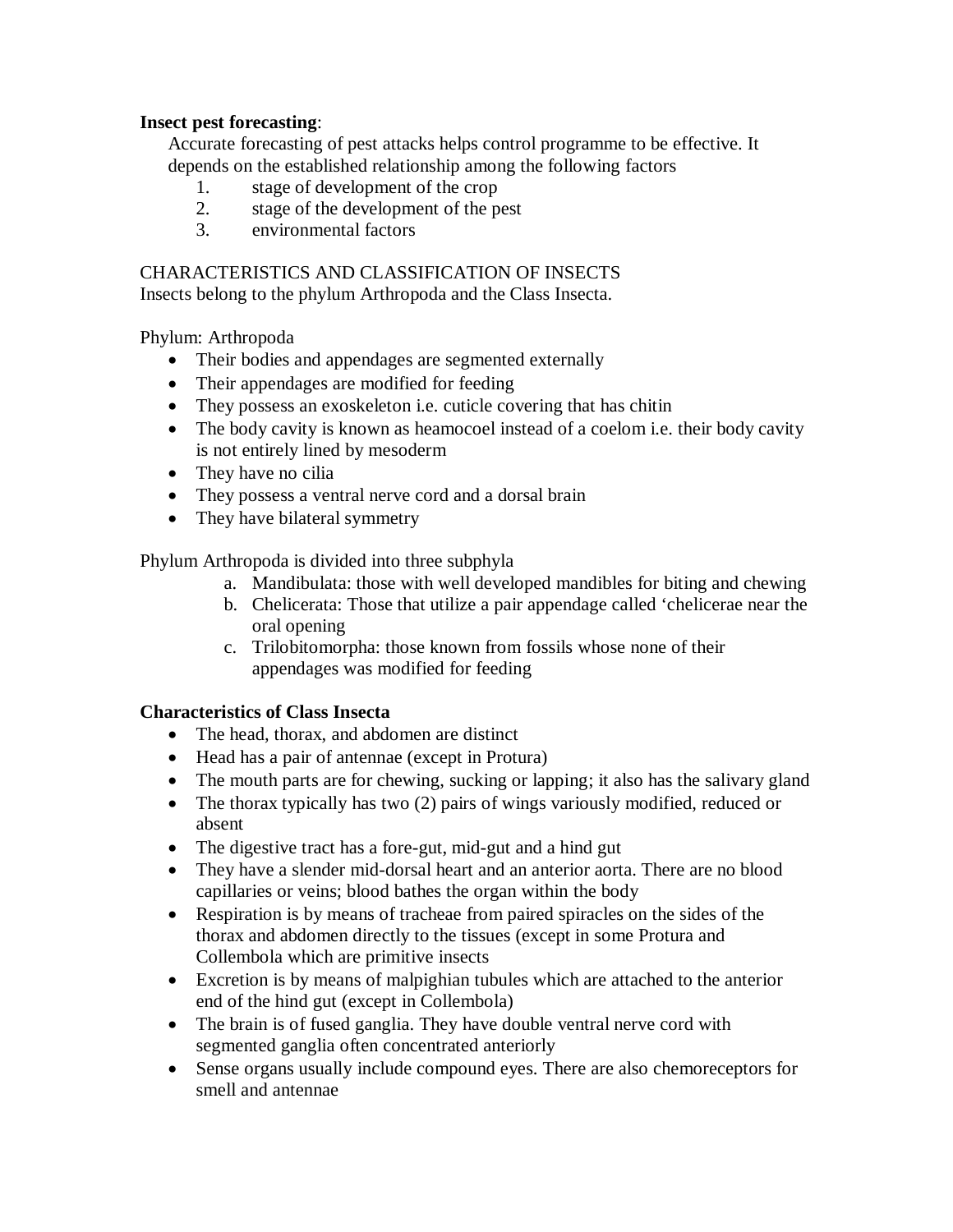**Insect pest forecasting**:

Accurate forecasting of pest attacks helps control programme to be effective. It depends on the established relationship among the following factors

1. stage of development of the crop
2. stage of the development of the pest
3. environmental factors

CHARACTERISTICS AND CLASSIFICATION OF INSECTS

Insects belong to the phylum Arthropoda and the Class Insecta.

Phylum: Arthropoda

- Their bodies and appendages are segmented externally
- Their appendages are modified for feeding
- They possess an exoskeleton i.e. cuticle covering that has chitin
- The body cavity is known as heamocoel instead of a coelom i.e. their body cavity is not entirely lined by mesoderm
- They have no cilia
- They possess a ventral nerve cord and a dorsal brain
- They have bilateral symmetry

Phylum Arthropoda is divided into three subphyla

a. Mandibulata: those with well developed mandibles for biting and chewing
b. Chelicerata: Those that utilize a pair appendage called 'chelicerae near the oral opening
c. Trilobitomorpha: those known from fossils whose none of their appendages was modified for feeding

**Characteristics of Class Insecta**

- The head, thorax, and abdomen are distinct
- Head has a pair of antennae (except in Protura)
- The mouth parts are for chewing, sucking or lapping; it also has the salivary gland
- The thorax typically has two (2) pairs of wings variously modified, reduced or absent
- The digestive tract has a fore-gut, mid-gut and a hind gut
- They have a slender mid-dorsal heart and an anterior aorta. There are no blood capillaries or veins; blood bathes the organ within the body
- Respiration is by means of tracheae from paired spiracles on the sides of the thorax and abdomen directly to the tissues (except in some Protura and Collembola which are primitive insects
- Excretion is by means of malpighian tubules which are attached to the anterior end of the hind gut (except in Collembola)
- The brain is of fused ganglia. They have double ventral nerve cord with segmented ganglia often concentrated anteriorly
- Sense organs usually include compound eyes. There are also chemoreceptors for smell and antennae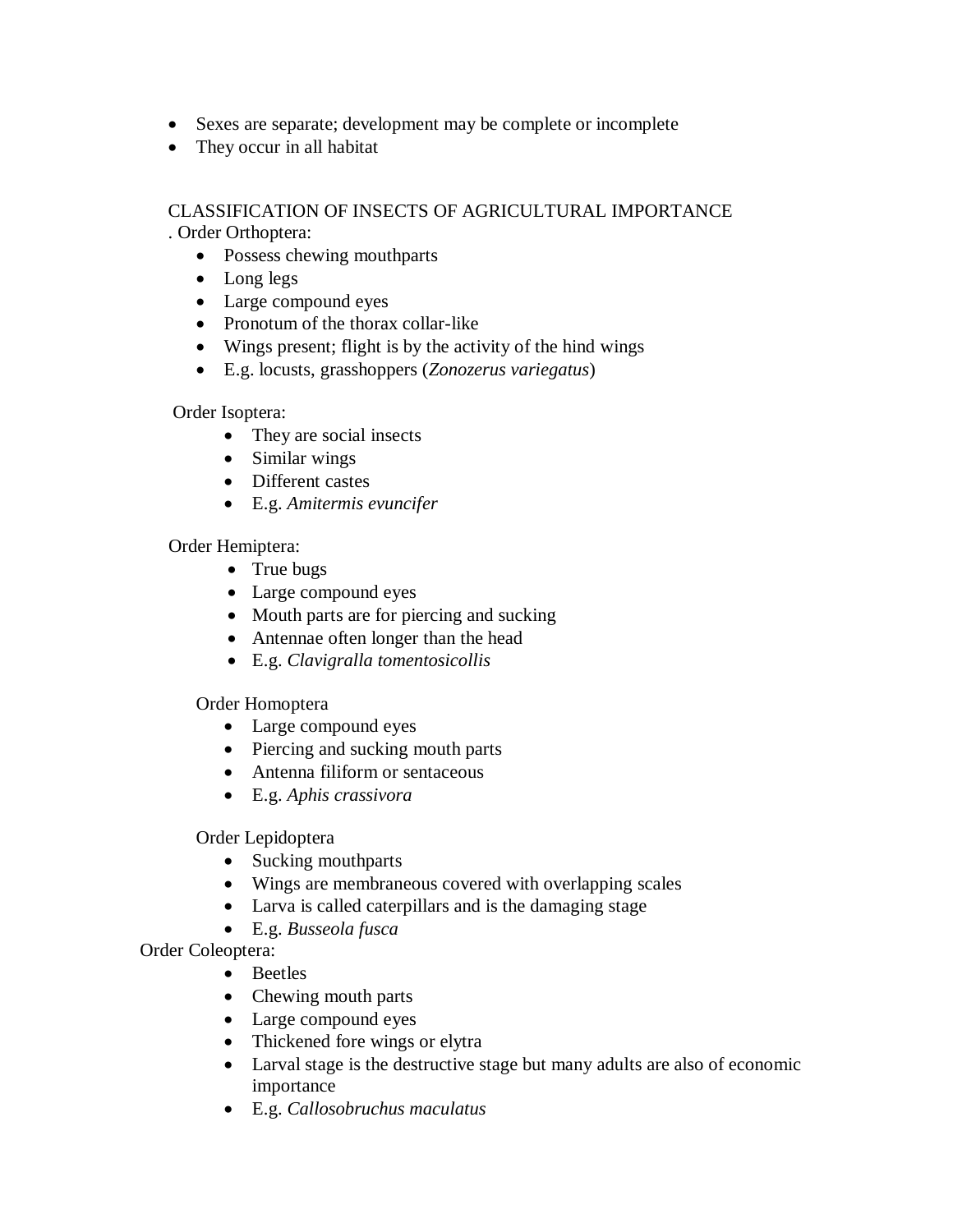- Sexes are separate; development may be complete or incomplete
- They occur in all habitat

CLASSIFICATION OF INSECTS OF AGRICULTURAL IMPORTANCE

. Order Orthoptera:

- Possess chewing mouthparts
- Long legs
- Large compound eyes
- Pronotum of the thorax collar-like
- Wings present; flight is by the activity of the hind wings
- E.g. locusts, grasshoppers (*Zonozerus variegatus*)

Order Isoptera:

- They are social insects
- Similar wings
- Different castes
- E.g. *Amitermis evuncifer*

Order Hemiptera:

- True bugs
- Large compound eyes
- Mouth parts are for piercing and sucking
- Antennae often longer than the head
- E.g. *Clavigralla tomentosicollis*

Order Homoptera

- Large compound eyes
- Piercing and sucking mouth parts
- Antenna filiform or sentaceous
- E.g. *Aphis crassivora*

Order Lepidoptera

- Sucking mouthparts
- Wings are membraneous covered with overlapping scales
- Larva is called caterpillars and is the damaging stage
- E.g. *Busseola fusca*

Order Coleoptera:

- Beetles
- Chewing mouth parts
- Large compound eyes
- Thickened fore wings or elytra
- Larval stage is the destructive stage but many adults are also of economic importance
- E.g. *Callosobruchus maculatus*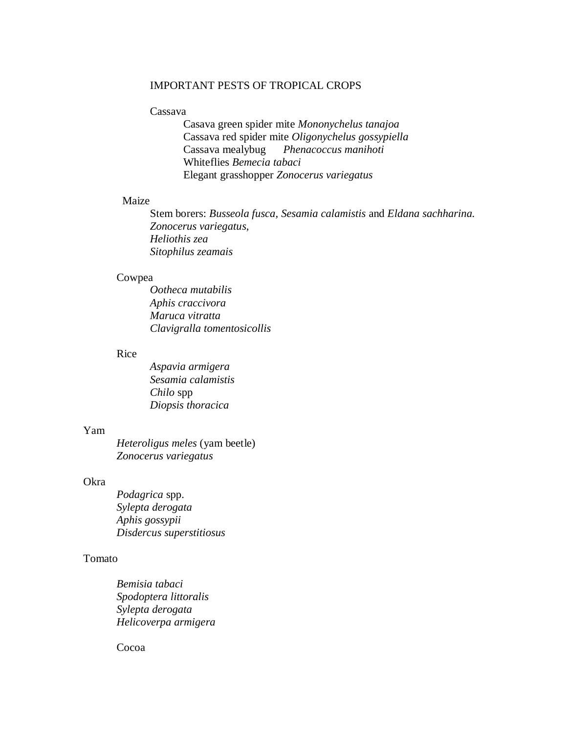# IMPORTANT PESTS OF TROPICAL CROPS

## Cassava

- Casava green spider mite *Mononychelus tanajoa*
- Cassava red spider mite *Oligonychelus gossypiella*
- Cassava mealybug *Phenacoccus manihoti*
- Whiteflies *Bemecia tabaci*
- Elegant grasshopper *Zonocerus variegatus*

## Maize

- Stem borers: *Busseola fusca, Sesamia calamistis* and *Eldana sachharina.*
- *Zonocerus variegatus,*
- *Heliothis zea*
- *Sitophilus zeamais*

## Cowpea

- *Ootheca mutabilis*
- *Aphis craccivora*
- *Maruca vitratta*
- *Clavigralla tomentosicollis*

## Rice

- *Aspavia armigera*
- *Sesamia calamistis*
- *Chilo* spp
- *Diopsis thoracica*

## Yam

- *Heteroligus meles* (yam beetle)
- *Zonocerus variegatus*

## Okra

- *Podagrica* spp.
- *Sylepta derogata*
- *Aphis gossypii*
- *Disdercus superstitiosus*

## Tomato

- *Bemisia tabaci*
- *Spodoptera littoralis*
- *Sylepta derogata*
- *Helicoverpa armigera*

## Cocoa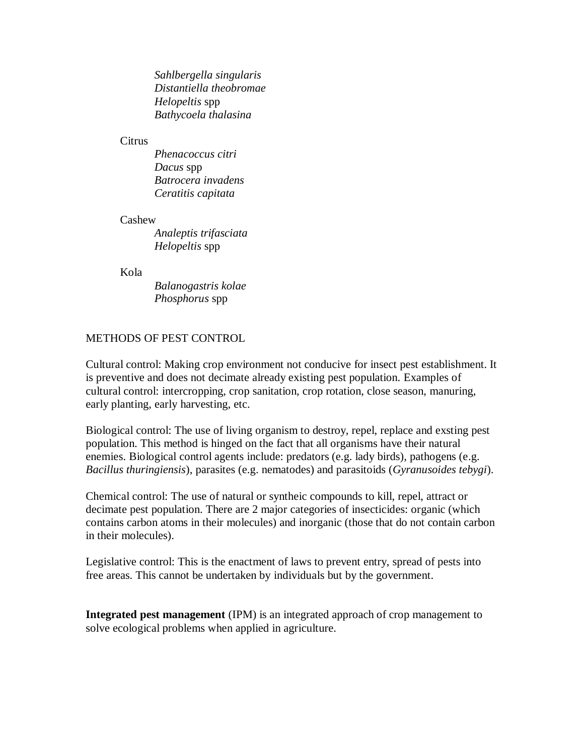*Sahlbergella singularis*
*Distantiella theobromae*
*Helopeltis* spp
*Bathycoela thalasina*

Citrus

*Phenacoccus citri*
*Dacus* spp
*Batrocera invadens*
*Ceratitis capitata*

Cashew

*Analeptis trifasciata*
*Helopeltis* spp

Kola

*Balanogastris kolae*
*Phosphorus* spp

METHODS OF PEST CONTROL

Cultural control: Making crop environment not conducive for insect pest establishment. It is preventive and does not decimate already existing pest population. Examples of cultural control: intercropping, crop sanitation, crop rotation, close season, manuring, early planting, early harvesting, etc.

Biological control: The use of living organism to destroy, repel, replace and exsting pest population. This method is hinged on the fact that all organisms have their natural enemies. Biological control agents include: predators (e.g. lady birds), pathogens (e.g. *Bacillus thuringiensis*), parasites (e.g. nematodes) and parasitoids (*Gyranusoides tebygi*).

Chemical control: The use of natural or syntheic compounds to kill, repel, attract or decimate pest population. There are 2 major categories of insecticides: organic (which contains carbon atoms in their molecules) and inorganic (those that do not contain carbon in their molecules).

Legislative control: This is the enactment of laws to prevent entry, spread of pests into free areas. This cannot be undertaken by individuals but by the government.

**Integrated pest management** (IPM) is an integrated approach of crop management to solve ecological problems when applied in agriculture.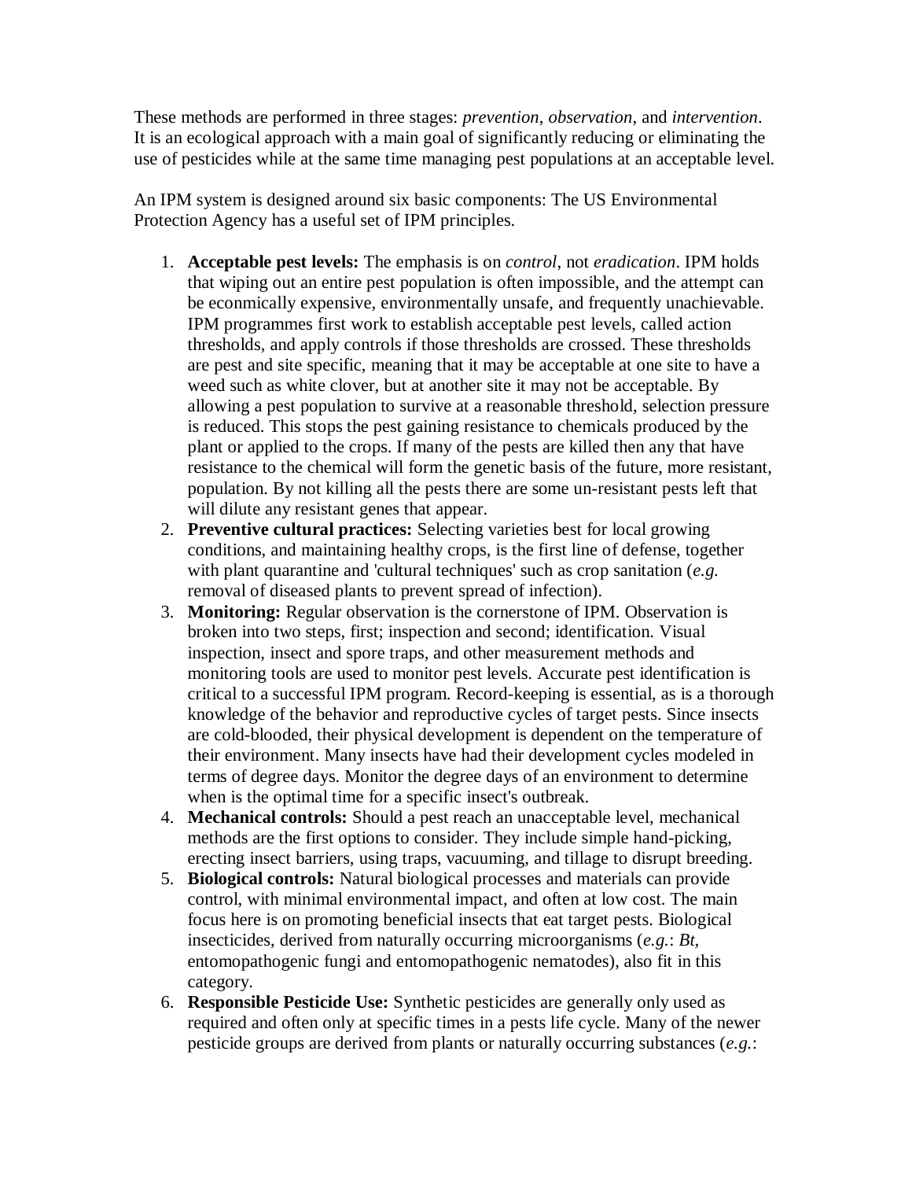These methods are performed in three stages: *prevention*, *observation*, and *intervention*. It is an ecological approach with a main goal of significantly reducing or eliminating the use of pesticides while at the same time managing pest populations at an acceptable level.

An IPM system is designed around six basic components: The US Environmental Protection Agency has a useful set of IPM principles.

1. **Acceptable pest levels:** The emphasis is on *control*, not *eradication*. IPM holds that wiping out an entire pest population is often impossible, and the attempt can be econmically expensive, environmentally unsafe, and frequently unachievable. IPM programmes first work to establish acceptable pest levels, called action thresholds, and apply controls if those thresholds are crossed. These thresholds are pest and site specific, meaning that it may be acceptable at one site to have a weed such as white clover, but at another site it may not be acceptable. By allowing a pest population to survive at a reasonable threshold, selection pressure is reduced. This stops the pest gaining resistance to chemicals produced by the plant or applied to the crops. If many of the pests are killed then any that have resistance to the chemical will form the genetic basis of the future, more resistant, population. By not killing all the pests there are some un-resistant pests left that will dilute any resistant genes that appear.
2. **Preventive cultural practices:** Selecting varieties best for local growing conditions, and maintaining healthy crops, is the first line of defense, together with plant quarantine and 'cultural techniques' such as crop sanitation (*e.g.* removal of diseased plants to prevent spread of infection).
3. **Monitoring:** Regular observation is the cornerstone of IPM. Observation is broken into two steps, first; inspection and second; identification. Visual inspection, insect and spore traps, and other measurement methods and monitoring tools are used to monitor pest levels. Accurate pest identification is critical to a successful IPM program. Record-keeping is essential, as is a thorough knowledge of the behavior and reproductive cycles of target pests. Since insects are cold-blooded, their physical development is dependent on the temperature of their environment. Many insects have had their development cycles modeled in terms of degree days. Monitor the degree days of an environment to determine when is the optimal time for a specific insect's outbreak.
4. **Mechanical controls:** Should a pest reach an unacceptable level, mechanical methods are the first options to consider. They include simple hand-picking, erecting insect barriers, using traps, vacuuming, and tillage to disrupt breeding.
5. **Biological controls:** Natural biological processes and materials can provide control, with minimal environmental impact, and often at low cost. The main focus here is on promoting beneficial insects that eat target pests. Biological insecticides, derived from naturally occurring microorganisms (*e.g.*: *Bt*, entomopathogenic fungi and entomopathogenic nematodes), also fit in this category.
6. **Responsible Pesticide Use:** Synthetic pesticides are generally only used as required and often only at specific times in a pests life cycle. Many of the newer pesticide groups are derived from plants or naturally occurring substances (*e.g.*: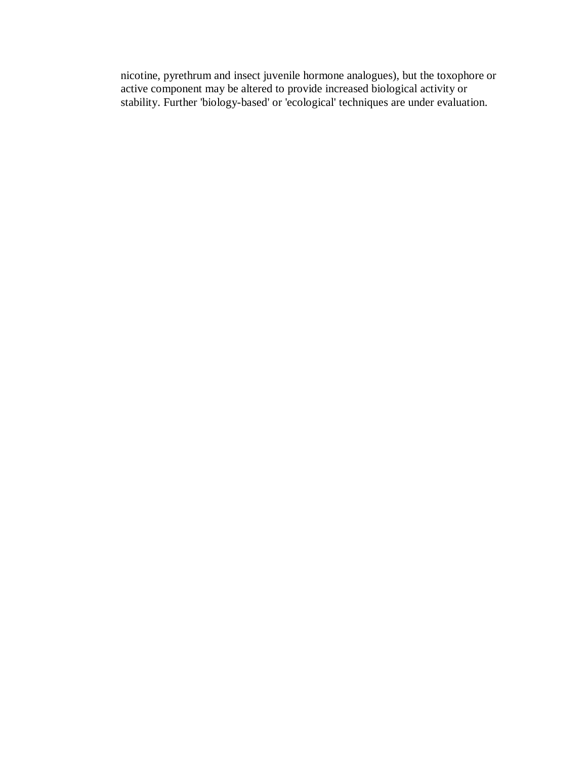nicotine, pyrethrum and insect juvenile hormone analogues), but the toxophore or active component may be altered to provide increased biological activity or stability. Further 'biology-based' or 'ecological' techniques are under evaluation.